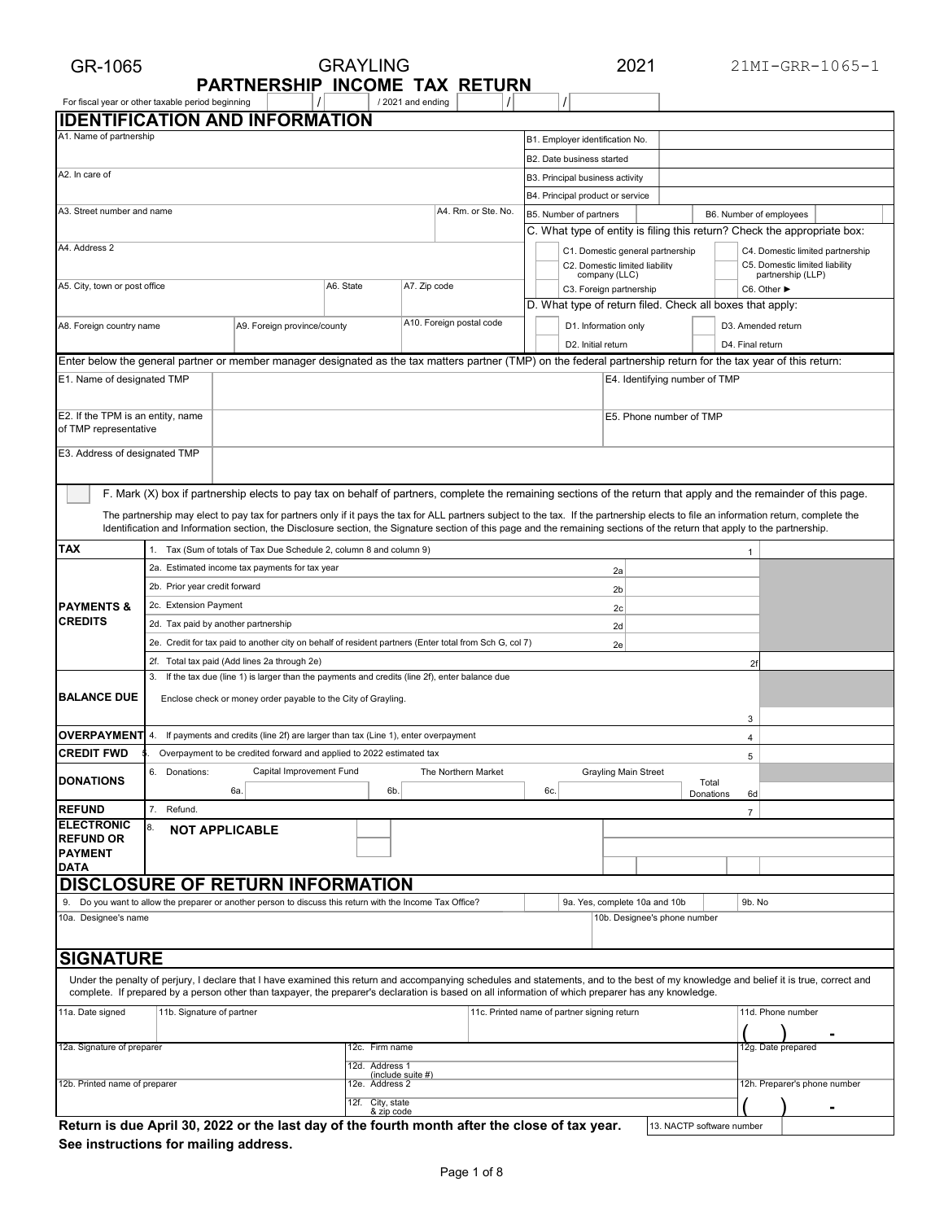GR-1065 GRAYLING 2021 21MI-GRR-1065-1

# PARTNERSHIP INCOME TAX RETURN

For fiscal year or other taxable period beginning / / 2021 and ending / /

## IDENTIFICATION AND INFORMATION

| | | | |
|---|---|---|---|
| A1. Name of partnership | | B1. Employer identification No. | |
| | | B2. Date business started | |
| A2. In care of | | B3. Principal business activity | |
| | | B4. Principal product or service | |
| A3. Street number and name | A4. Rm. or Ste. No. | B5. Number of partners | B6. Number of employees |
| A4. Address 2 | | | |
| A5. City, town or post office | A6. State | A7. Zip code | |
| A8. Foreign country name | A9. Foreign province/county | A10. Foreign postal code | |

C. What type of entity is filing this return? Check the appropriate box:

- C1. Domestic general partnership
- C2. Domestic limited liability company (LLC)
- C3. Foreign partnership
- C4. Domestic limited partnership
- C5. Domestic limited liability partnership (LLP)
- C6. Other ►

D. What type of return filed. Check all boxes that apply:

- D1. Information only
- D2. Initial return
- D3. Amended return
- D4. Final return

Enter below the general partner or member manager designated as the tax matters partner (TMP) on the federal partnership return for the tax year of this return:

| | | |
|---|---|---|
| E1. Name of designated TMP | | E4. Identifying number of TMP |
| E2. If the TPM is an entity, name of TMP representative | | E5. Phone number of TMP |
| E3. Address of designated TMP | | |

F. Mark (X) box if partnership elects to pay tax on behalf of partners, complete the remaining sections of the return that apply and the remainder of this page.

The partnership may elect to pay tax for partners only if it pays the tax for ALL partners subject to the tax. If the partnership elects to file an information return, complete the Identification and Information section, the Disclosure section, the Signature section of this page and the remaining sections of the return that apply to the partnership.

| | | | |
|---|---|---|---|
| **TAX** | 1. Tax (Sum of totals of Tax Due Schedule 2, column 8 and column 9) | | 1 |
| **PAYMENTS & CREDITS** | 2a. Estimated income tax payments for tax year | 2a | |
| | 2b. Prior year credit forward | 2b | |
| | 2c. Extension Payment | 2c | |
| | 2d. Tax paid by another partnership | 2d | |
| | 2e. Credit for tax paid to another city on behalf of resident partners (Enter total from Sch G, col 7) | 2e | |
| | 2f. Total tax paid (Add lines 2a through 2e) | | 2f |
| **BALANCE DUE** | 3. If the tax due (line 1) is larger than the payments and credits (line 2f), enter balance due. Enclose check or money order payable to the City of Grayling. | | 3 |
| **OVERPAYMENT** | 4. If payments and credits (line 2f) are larger than tax (Line 1), enter overpayment | | 4 |
| **CREDIT FWD** | 5. Overpayment to be credited forward and applied to 2022 estimated tax | | 5 |
| **DONATIONS** | 6. Donations: 6a. Capital Improvement Fund; 6b. The Northern Market; 6c. Grayling Main Street | Total Donations | 6d |
| **REFUND** | 7. Refund. | | 7 |
| **ELECTRONIC REFUND OR PAYMENT DATA** | 8. **NOT APPLICABLE** | | |

## DISCLOSURE OF RETURN INFORMATION

9. Do you want to allow the preparer or another person to discuss this return with the Income Tax Office? 9a. Yes, complete 10a and 10b 9b. No

| | |
|---|---|
| 10a. Designee's name | 10b. Designee's phone number |

## SIGNATURE

Under the penalty of perjury, I declare that I have examined this return and accompanying schedules and statements, and to the best of my knowledge and belief it is true, correct and complete. If prepared by a person other than taxpayer, the preparer's declaration is based on all information of which preparer has any knowledge.

| | | | |
|---|---|---|---|
| 11a. Date signed | 11b. Signature of partner | 11c. Printed name of partner signing return | 11d. Phone number ( ) - |
| 12a. Signature of preparer | 12c. Firm name | | 12g. Date prepared |
| | 12d. Address 1 (include suite #) | | |
| 12b. Printed name of preparer | 12e. Address 2 | | 12h. Preparer's phone number |
| | 12f. City, state & zip code | | ( ) - |

**Return is due April 30, 2022 or the last day of the fourth month after the close of tax year.**

**See instructions for mailing address.**

13. NACTP software number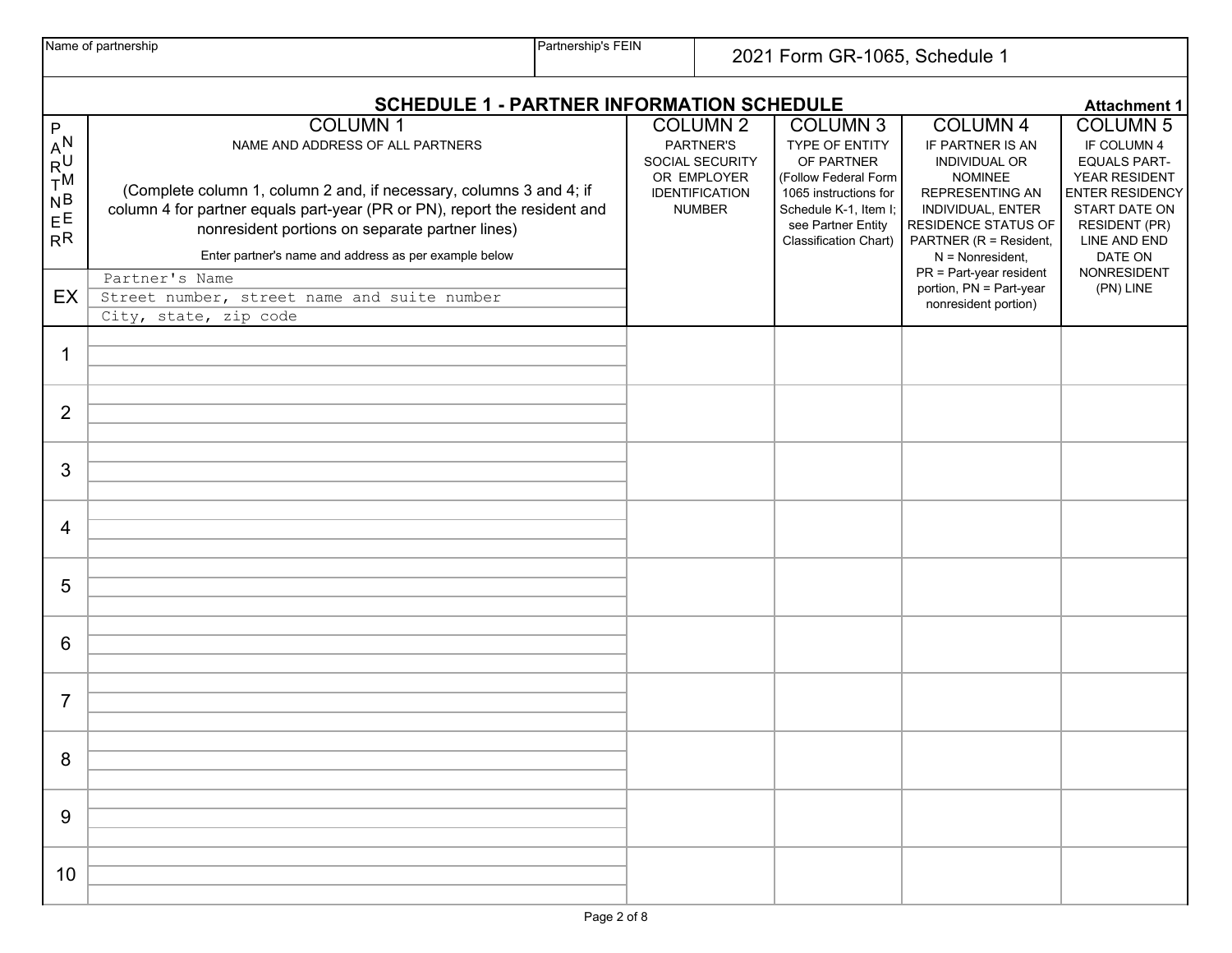| Name of partnership | Partnership's FEIN | 2021 Form GR-1065, Schedule 1 |
|---|---|---|
| | | |

## SCHEDULE 1 - PARTNER INFORMATION SCHEDULE

**Attachment 1**

| PARTNER NUMBER | COLUMN 1<br>NAME AND ADDRESS OF ALL PARTNERS<br>(Complete column 1, column 2 and, if necessary, columns 3 and 4; if column 4 for partner equals part-year (PR or PN), report the resident and nonresident portions on separate partner lines)<br>Enter partner's name and address as per example below | COLUMN 2<br>PARTNER'S SOCIAL SECURITY OR EMPLOYER IDENTIFICATION NUMBER | COLUMN 3<br>TYPE OF ENTITY OF PARTNER (Follow Federal Form 1065 instructions for Schedule K-1, Item I; see Partner Entity Classification Chart) | COLUMN 4<br>IF PARTNER IS AN INDIVIDUAL OR NOMINEE REPRESENTING AN INDIVIDUAL, ENTER RESIDENCE STATUS OF PARTNER (R = Resident, N = Nonresident, PR = Part-year resident portion, PN = Part-year nonresident portion) | COLUMN 5<br>IF COLUMN 4 EQUALS PART-YEAR RESIDENT ENTER RESIDENCY START DATE ON RESIDENT (PR) LINE AND END DATE ON NONRESIDENT (PN) LINE |
|---|---|---|---|---|---|
| EX | Partner's Name<br>Street number, street name and suite number<br>City, state, zip code | | | | |
| 1 | | | | | |
| 2 | | | | | |
| 3 | | | | | |
| 4 | | | | | |
| 5 | | | | | |
| 6 | | | | | |
| 7 | | | | | |
| 8 | | | | | |
| 9 | | | | | |
| 10 | | | | | |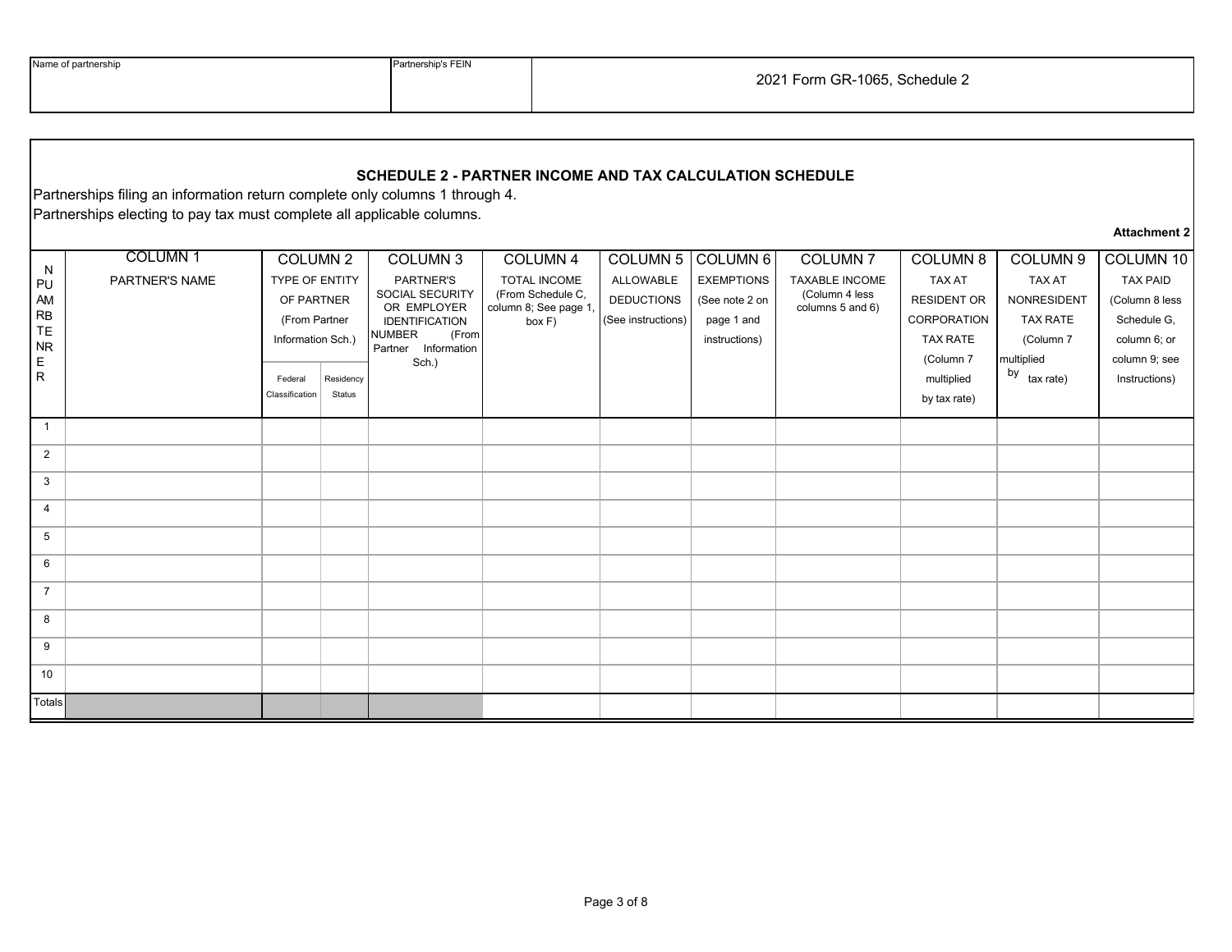| Name of partnership | Partnership's FEIN | 2021 Form GR-1065, Schedule 2 |
|---|---|---|
| | | |

## SCHEDULE 2 - PARTNER INCOME AND TAX CALCULATION SCHEDULE

Partnerships filing an information return complete only columns 1 through 4.

Partnerships electing to pay tax must complete all applicable columns.

**Attachment 2**

| PARTNER NUMBER | COLUMN 1 PARTNER'S NAME | COLUMN 2 TYPE OF ENTITY OF PARTNER (From Partner Information Sch.) | | COLUMN 3 PARTNER'S SOCIAL SECURITY OR EMPLOYER IDENTIFICATION NUMBER (From Partner Information Sch.) | COLUMN 4 TOTAL INCOME (From Schedule C, column 8; See page 1, box F) | COLUMN 5 ALLOWABLE DEDUCTIONS (See instructions) | COLUMN 6 EXEMPTIONS (See note 2 on page 1 and instructions) | COLUMN 7 TAXABLE INCOME (Column 4 less columns 5 and 6) | COLUMN 8 TAX AT RESIDENT OR CORPORATION TAX RATE (Column 7 multiplied by tax rate) | COLUMN 9 TAX AT NONRESIDENT TAX RATE (Column 7 multiplied by tax rate) | COLUMN 10 TAX PAID (Column 8 less Schedule G, column 6; or column 9; see Instructions) |
|---|---|---|---|---|---|---|---|---|---|---|---|
| | | Federal Classification | Residency Status | | | | | | | | |
| 1 | | | | | | | | | | | |
| 2 | | | | | | | | | | | |
| 3 | | | | | | | | | | | |
| 4 | | | | | | | | | | | |
| 5 | | | | | | | | | | | |
| 6 | | | | | | | | | | | |
| 7 | | | | | | | | | | | |
| 8 | | | | | | | | | | | |
| 9 | | | | | | | | | | | |
| 10 | | | | | | | | | | | |
| Totals | | | | | | | | | | | |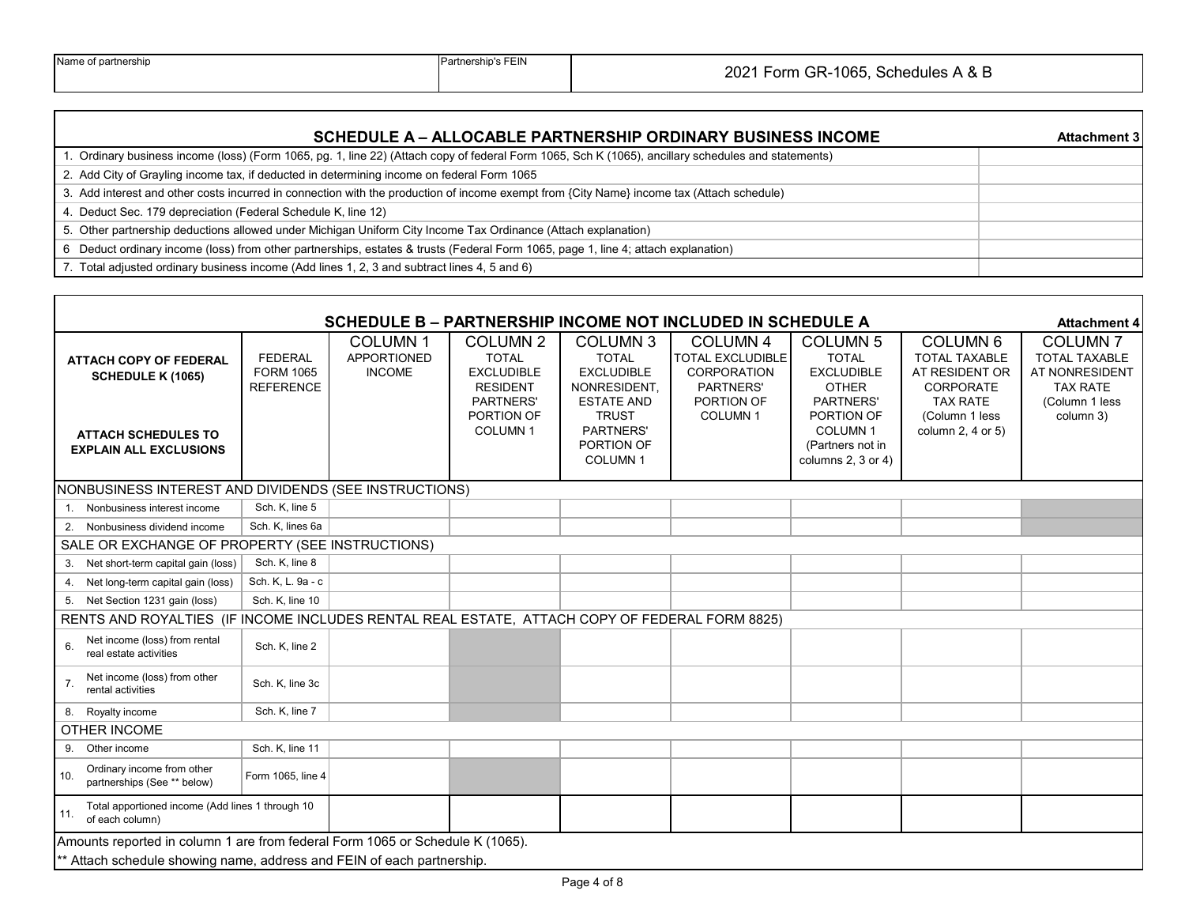| Name of partnership | Partnership's FEIN | 2021 Form GR-1065, Schedules A & B |
|---|---|---|
| | | |

## SCHEDULE A – ALLOCABLE PARTNERSHIP ORDINARY BUSINESS INCOME

**Attachment 3**

| | |
|---|---|
| 1. Ordinary business income (loss) (Form 1065, pg. 1, line 22) (Attach copy of federal Form 1065, Sch K (1065), ancillary schedules and statements) | |
| 2. Add City of Grayling income tax, if deducted in determining income on federal Form 1065 | |
| 3. Add interest and other costs incurred in connection with the production of income exempt from {City Name} income tax (Attach schedule) | |
| 4. Deduct Sec. 179 depreciation (Federal Schedule K, line 12) | |
| 5. Other partnership deductions allowed under Michigan Uniform City Income Tax Ordinance (Attach explanation) | |
| 6 Deduct ordinary income (loss) from other partnerships, estates & trusts (Federal Form 1065, page 1, line 4; attach explanation) | |
| 7. Total adjusted ordinary business income (Add lines 1, 2, 3 and subtract lines 4, 5 and 6) | |

## SCHEDULE B – PARTNERSHIP INCOME NOT INCLUDED IN SCHEDULE A

**Attachment 4**

| **ATTACH COPY OF FEDERAL SCHEDULE K (1065)** **ATTACH SCHEDULES TO EXPLAIN ALL EXCLUSIONS** | FEDERAL FORM 1065 REFERENCE | COLUMN 1 APPORTIONED INCOME | COLUMN 2 TOTAL EXCLUDIBLE RESIDENT PARTNERS' PORTION OF COLUMN 1 | COLUMN 3 TOTAL EXCLUDIBLE NONRESIDENT, ESTATE AND TRUST PARTNERS' PORTION OF COLUMN 1 | COLUMN 4 TOTAL EXCLUDIBLE CORPORATION PARTNERS' PORTION OF COLUMN 1 | COLUMN 5 TOTAL EXCLUDIBLE OTHER PARTNERS' PORTION OF COLUMN 1 (Partners not in columns 2, 3 or 4) | COLUMN 6 TOTAL TAXABLE AT RESIDENT OR CORPORATE TAX RATE (Column 1 less column 2, 4 or 5) | COLUMN 7 TOTAL TAXABLE AT NONRESIDENT TAX RATE (Column 1 less column 3) |
|---|---|---|---|---|---|---|---|---|
| NONBUSINESS INTEREST AND DIVIDENDS (SEE INSTRUCTIONS) | | | | | | | | |
| 1. Nonbusiness interest income | Sch. K, line 5 | | | | | | | |
| 2. Nonbusiness dividend income | Sch. K, lines 6a | | | | | | | |
| SALE OR EXCHANGE OF PROPERTY (SEE INSTRUCTIONS) | | | | | | | | |
| 3. Net short-term capital gain (loss) | Sch. K, line 8 | | | | | | | |
| 4. Net long-term capital gain (loss) | Sch. K, L. 9a - c | | | | | | | |
| 5. Net Section 1231 gain (loss) | Sch. K, line 10 | | | | | | | |
| RENTS AND ROYALTIES (IF INCOME INCLUDES RENTAL REAL ESTATE, ATTACH COPY OF FEDERAL FORM 8825) | | | | | | | | |
| 6. Net income (loss) from rental real estate activities | Sch. K, line 2 | | | | | | | |
| 7. Net income (loss) from other rental activities | Sch. K, line 3c | | | | | | | |
| 8. Royalty income | Sch. K, line 7 | | | | | | | |
| OTHER INCOME | | | | | | | | |
| 9. Other income | Sch. K, line 11 | | | | | | | |
| 10. Ordinary income from other partnerships (See ** below) | Form 1065, line 4 | | | | | | | |
| 11. Total apportioned income (Add lines 1 through 10 of each column) | | | | | | | | |

Amounts reported in column 1 are from federal Form 1065 or Schedule K (1065).

** Attach schedule showing name, address and FEIN of each partnership.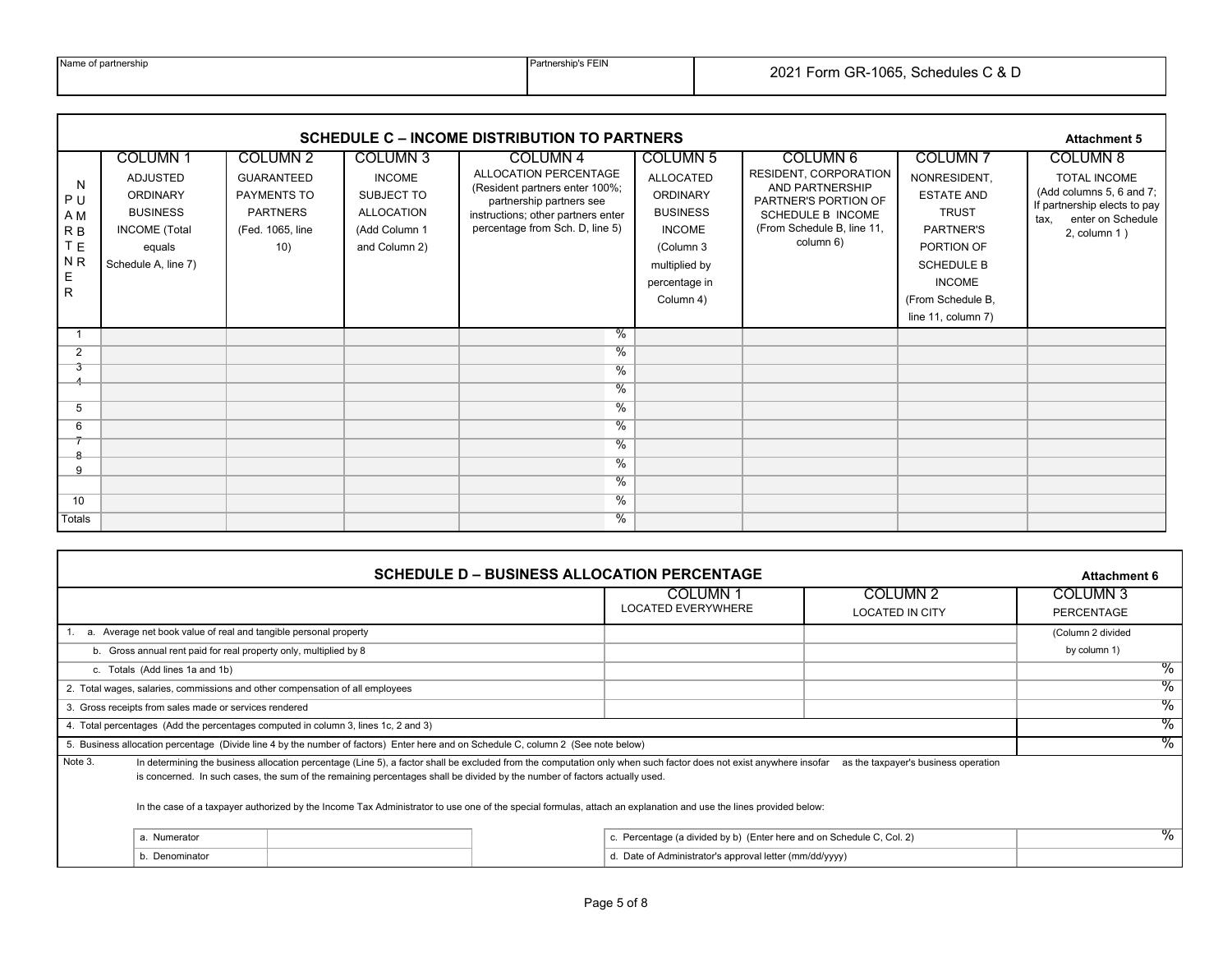| Name of partnership | Partnership's FEIN | 2021 Form GR-1065, Schedules C & D |
|---|---|---|
| | | |

## SCHEDULE C – INCOME DISTRIBUTION TO PARTNERS

**Attachment 5**

| PARTNER NUMBER | COLUMN 1 ADJUSTED ORDINARY BUSINESS INCOME (Total equals Schedule A, line 7) | COLUMN 2 GUARANTEED PAYMENTS TO PARTNERS (Fed. 1065, line 10) | COLUMN 3 INCOME SUBJECT TO ALLOCATION (Add Column 1 and Column 2) | COLUMN 4 ALLOCATION PERCENTAGE (Resident partners enter 100%; partnership partners see instructions; other partners enter percentage from Sch. D, line 5) | COLUMN 5 ALLOCATED ORDINARY BUSINESS INCOME (Column 3 multiplied by percentage in Column 4) | COLUMN 6 RESIDENT, CORPORATION AND PARTNERSHIP PARTNER'S PORTION OF SCHEDULE B INCOME (From Schedule B, line 11, column 6) | COLUMN 7 NONRESIDENT, ESTATE AND TRUST PARTNER'S PORTION OF SCHEDULE B INCOME (From Schedule B, line 11, column 7) | COLUMN 8 TOTAL INCOME (Add columns 5, 6 and 7; If partnership elects to pay tax, enter on Schedule 2, column 1 ) |
|---|---|---|---|---|---|---|---|---|
| 1 | | | | % | | | | |
| 2 | | | | % | | | | |
| 3 | | | | % | | | | |
| 4 | | | | % | | | | |
| 5 | | | | % | | | | |
| 6 | | | | % | | | | |
| 7 | | | | % | | | | |
| 8 | | | | % | | | | |
| 9 | | | | % | | | | |
| 10 | | | | % | | | | |
| Totals | | | | % | | | | |

## SCHEDULE D – BUSINESS ALLOCATION PERCENTAGE

**Attachment 6**

| | COLUMN 1 LOCATED EVERYWHERE | COLUMN 2 LOCATED IN CITY | COLUMN 3 PERCENTAGE |
|---|---|---|---|
| 1. a. Average net book value of real and tangible personal property | | | (Column 2 divided |
| b. Gross annual rent paid for real property only, multiplied by 8 | | | by column 1) |
| c. Totals (Add lines 1a and 1b) | | | % |
| 2. Total wages, salaries, commissions and other compensation of all employees | | | % |
| 3. Gross receipts from sales made or services rendered | | | % |
| 4. Total percentages (Add the percentages computed in column 3, lines 1c, 2 and 3) | | | % |
| 5. Business allocation percentage (Divide line 4 by the number of factors) Enter here and on Schedule C, column 2 (See note below) | | | % |

Note 3. In determining the business allocation percentage (Line 5), a factor shall be excluded from the computation only when such factor does not exist anywhere insofar as the taxpayer's business operation is concerned. In such cases, the sum of the remaining percentages shall be divided by the number of factors actually used.

In the case of a taxpayer authorized by the Income Tax Administrator to use one of the special formulas, attach an explanation and use the lines provided below:

| | | | |
|---|---|---|---|
| a. Numerator | | c. Percentage (a divided by b) (Enter here and on Schedule C, Col. 2) | % |
| b. Denominator | | d. Date of Administrator's approval letter (mm/dd/yyyy) | |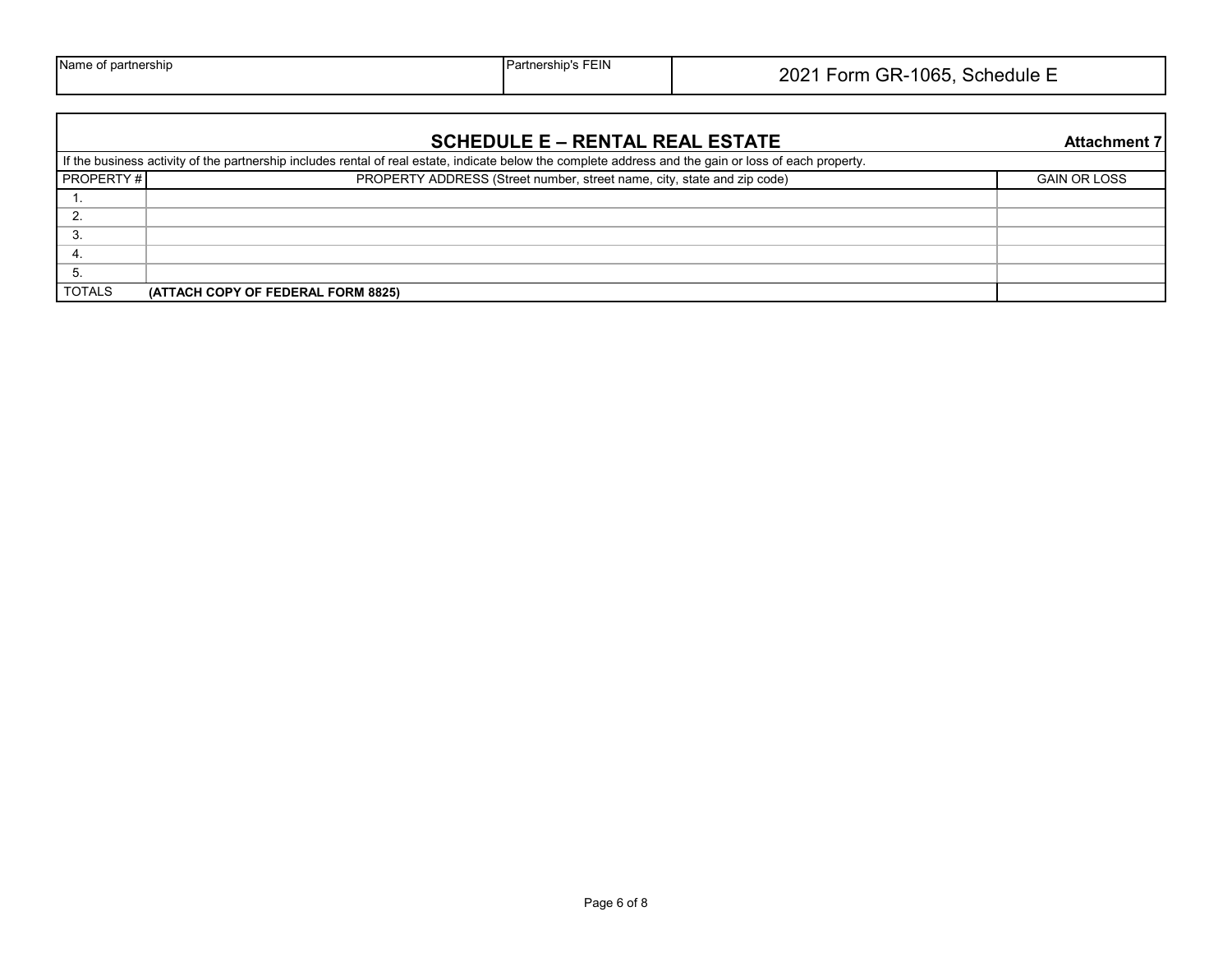| Name of partnership | Partnership's FEIN | 2021 Form GR-1065, Schedule E |
|---|---|---|
| | | |

## SCHEDULE E – RENTAL REAL ESTATE

**Attachment 7**

If the business activity of the partnership includes rental of real estate, indicate below the complete address and the gain or loss of each property.

| PROPERTY # | PROPERTY ADDRESS (Street number, street name, city, state and zip code) | GAIN OR LOSS |
|---|---|---|
| 1. | | |
| 2. | | |
| 3. | | |
| 4. | | |
| 5. | | |
| TOTALS | **(ATTACH COPY OF FEDERAL FORM 8825)** | |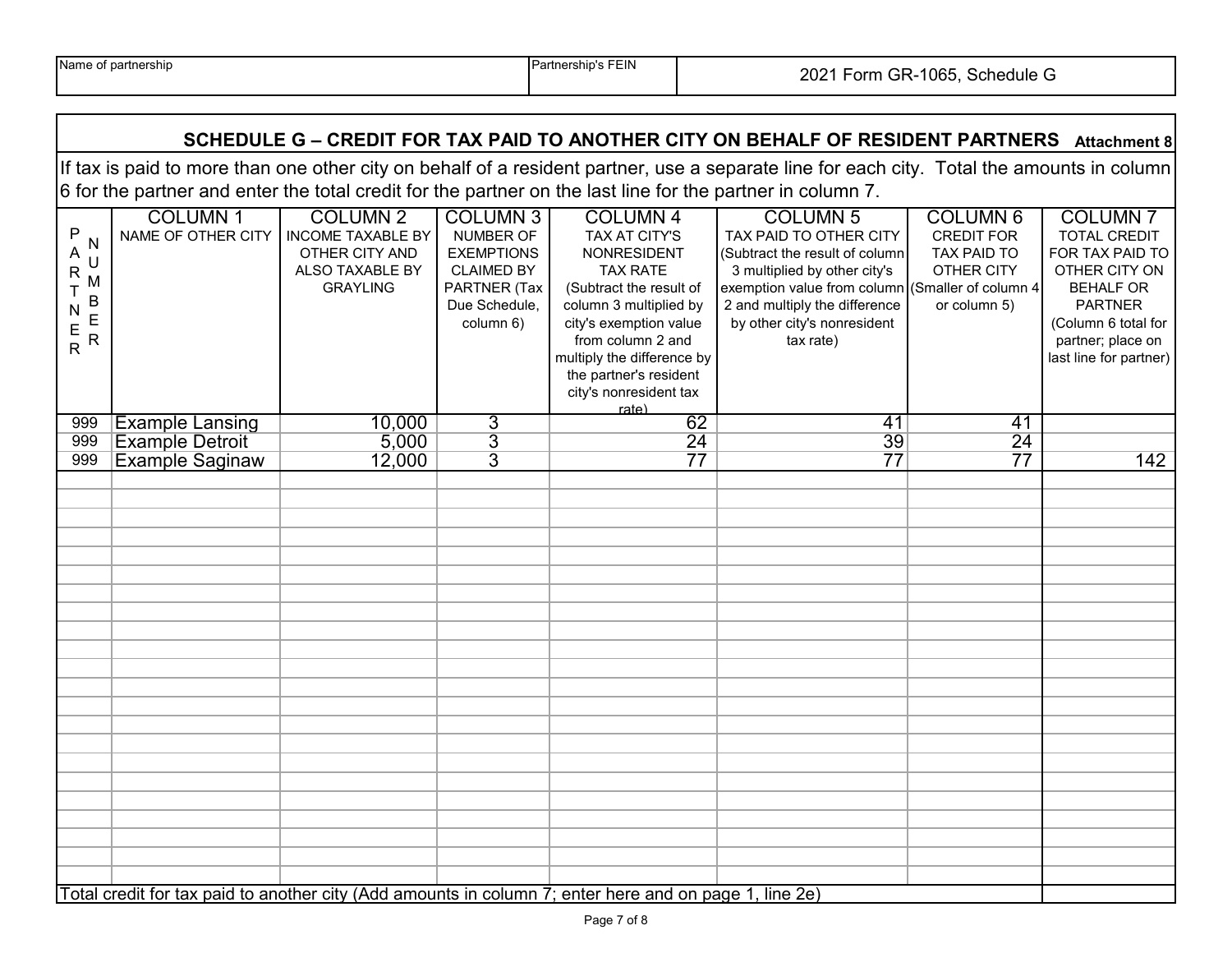| Name of partnership | Partnership's FEIN | 2021 Form GR-1065, Schedule G |
|---|---|---|
| | | |

## SCHEDULE G – CREDIT FOR TAX PAID TO ANOTHER CITY ON BEHALF OF RESIDENT PARTNERS **Attachment 8**

If tax is paid to more than one other city on behalf of a resident partner, use a separate line for each city. Total the amounts in column 6 for the partner and enter the total credit for the partner on the last line for the partner in column 7.

| PARTNER NUMBER | COLUMN 1 NAME OF OTHER CITY | COLUMN 2 INCOME TAXABLE BY OTHER CITY AND ALSO TAXABLE BY GRAYLING | COLUMN 3 NUMBER OF EXEMPTIONS CLAIMED BY PARTNER (Tax Due Schedule, column 6) | COLUMN 4 TAX AT CITY'S NONRESIDENT TAX RATE (Subtract the result of column 3 multiplied by city's exemption value from column 2 and multiply the difference by the partner's resident city's nonresident tax rate) | COLUMN 5 TAX PAID TO OTHER CITY (Subtract the result of column 3 multiplied by other city's exemption value from column 2 and multiply the difference by other city's nonresident tax rate) | COLUMN 6 CREDIT FOR TAX PAID TO OTHER CITY (Smaller of column 4 or column 5) | COLUMN 7 TOTAL CREDIT FOR TAX PAID TO OTHER CITY ON BEHALF OR PARTNER (Column 6 total for partner; place on last line for partner) |
|---|---|---|---|---|---|---|---|
| 999 | Example Lansing | 10,000 | 3 | 62 | 41 | 41 | |
| 999 | Example Detroit | 5,000 | 3 | 24 | 39 | 24 | |
| 999 | Example Saginaw | 12,000 | 3 | 77 | 77 | 77 | 142 |
| | | | | | | | |
| | | | | | | | |
| | | | | | | | |
| | | | | | | | |
| | | | | | | | |
| | | | | | | | |
| | | | | | | | |
| | | | | | | | |
| | | | | | | | |
| | | | | | | | |
| | | | | | | | |
| | | | | | | | |
| | | | | | | | |
| | | | | | | | |
| | | | | | | | |
| | | | | | | | |
| | | | | | | | |
| | | | | | | | |
| | | | | | | | |
| | | | | | | | |
| | | | | | | | |
| Total credit for tax paid to another city (Add amounts in column 7; enter here and on page 1, line 2e) | | | | | | | |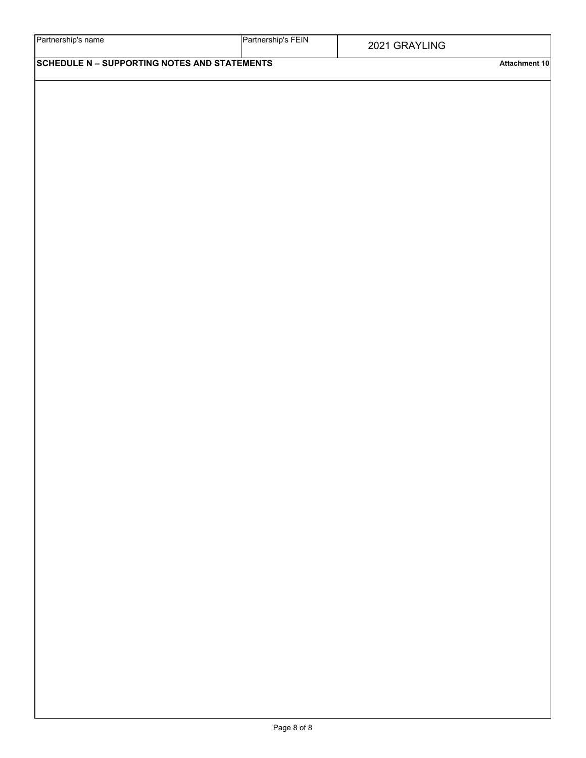| Partnership's name | Partnership's FEIN | 2021 GRAYLING |
| --- | --- | --- |

**SCHEDULE N – SUPPORTING NOTES AND STATEMENTS** **Attachment 10**